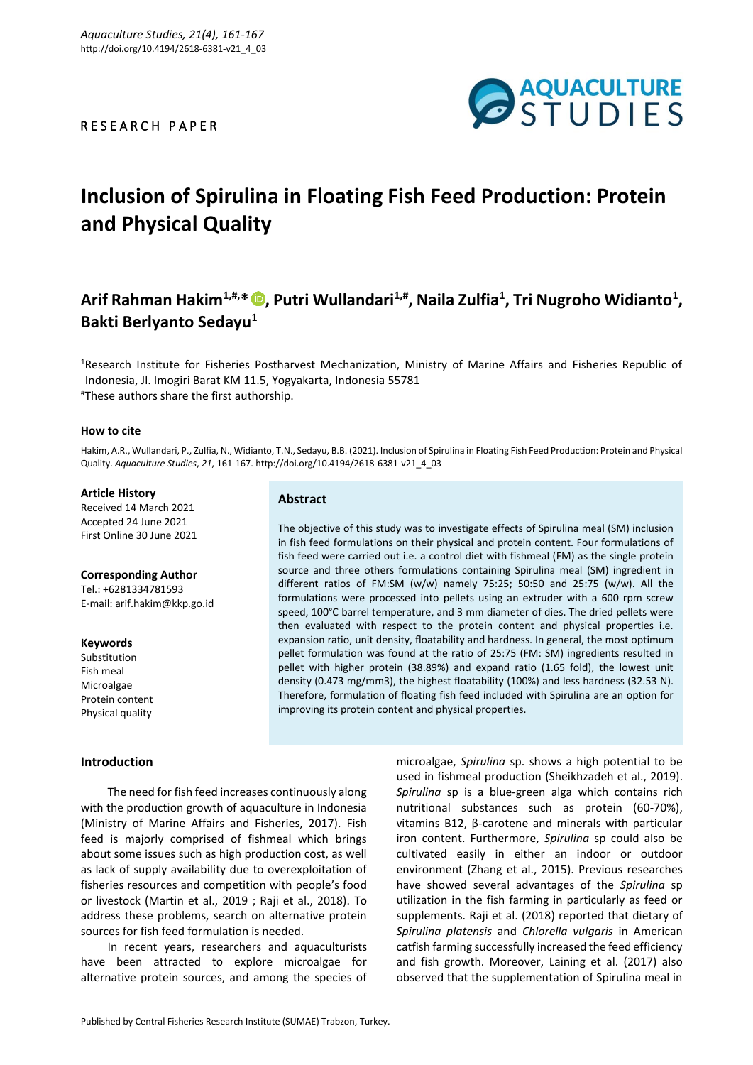RESEARCH PAPER

# Inclusion of Spirulina in Floating Fish Feed Production: Protein and Physical Quality

**Arif Rahman Hakim[1,#,*], Putri Wullandari[1,#], Naila Zulfia[1], Tri Nugroho Widianto[1], Bakti Berlyanto Sedayu[1]**

[1]Research Institute for Fisheries Postharvest Mechanization, Ministry of Marine Affairs and Fisheries Republic of Indonesia, Jl. Imogiri Barat KM 11.5, Yogyakarta, Indonesia 55781

[#]These authors share the first authorship.

**How to cite**

Hakim, A.R., Wullandari, P., Zulfia, N., Widianto, T.N., Sedayu, B.B. (2021). Inclusion of Spirulina in Floating Fish Feed Production: Protein and Physical Quality. *Aquaculture Studies*, *21*, 161-167. http://doi.org/10.4194/2618-6381-v21_4_03

**Article History**
Received 14 March 2021
Accepted 24 June 2021
First Online 30 June 2021

**Corresponding Author**
Tel.: +6281334781593
E-mail: arif.hakim@kkp.go.id

**Keywords**
Substitution
Fish meal
Microalgae
Protein content
Physical quality

## Abstract

The objective of this study was to investigate effects of Spirulina meal (SM) inclusion in fish feed formulations on their physical and protein content. Four formulations of fish feed were carried out i.e. a control diet with fishmeal (FM) as the single protein source and three others formulations containing Spirulina meal (SM) ingredient in different ratios of FM:SM (w/w) namely 75:25; 50:50 and 25:75 (w/w). All the formulations were processed into pellets using an extruder with a 600 rpm screw speed, 100°C barrel temperature, and 3 mm diameter of dies. The dried pellets were then evaluated with respect to the protein content and physical properties i.e. expansion ratio, unit density, floatability and hardness. In general, the most optimum pellet formulation was found at the ratio of 25:75 (FM: SM) ingredients resulted in pellet with higher protein (38.89%) and expand ratio (1.65 fold), the lowest unit density (0.473 mg/mm3), the highest floatability (100%) and less hardness (32.53 N). Therefore, formulation of floating fish feed included with Spirulina are an option for improving its protein content and physical properties.

## Introduction

The need for fish feed increases continuously along with the production growth of aquaculture in Indonesia (Ministry of Marine Affairs and Fisheries, 2017). Fish feed is majorly comprised of fishmeal which brings about some issues such as high production cost, as well as lack of supply availability due to overexploitation of fisheries resources and competition with people's food or livestock (Martin et al., 2019 ; Raji et al., 2018). To address these problems, search on alternative protein sources for fish feed formulation is needed.

In recent years, researchers and aquaculturists have been attracted to explore microalgae for alternative protein sources, and among the species of microalgae, *Spirulina* sp. shows a high potential to be used in fishmeal production (Sheikhzadeh et al., 2019). *Spirulina* sp is a blue-green alga which contains rich nutritional substances such as protein (60-70%), vitamins B12, β-carotene and minerals with particular iron content. Furthermore, *Spirulina* sp could also be cultivated easily in either an indoor or outdoor environment (Zhang et al., 2015). Previous researches have showed several advantages of the *Spirulina* sp utilization in the fish farming in particularly as feed or supplements. Raji et al. (2018) reported that dietary of *Spirulina platensis* and *Chlorella vulgaris* in American catfish farming successfully increased the feed efficiency and fish growth. Moreover, Laining et al. (2017) also observed that the supplementation of Spirulina meal in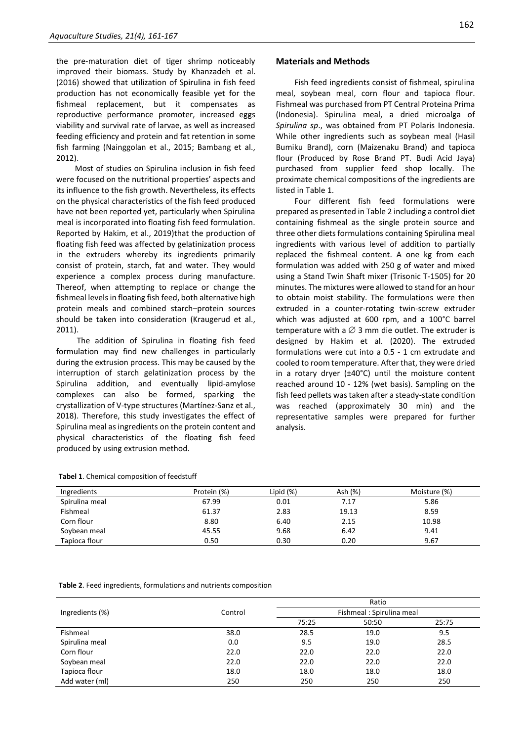the pre-maturation diet of tiger shrimp noticeably improved their biomass. Study by Khanzadeh et al. (2016) showed that utilization of Spirulina in fish feed production has not economically feasible yet for the fishmeal replacement, but it compensates as reproductive performance promoter, increased eggs viability and survival rate of larvae, as well as increased feeding efficiency and protein and fat retention in some fish farming (Nainggolan et al., 2015; Bambang et al., 2012).

Most of studies on Spirulina inclusion in fish feed were focused on the nutritional properties' aspects and its influence to the fish growth. Nevertheless, its effects on the physical characteristics of the fish feed produced have not been reported yet, particularly when Spirulina meal is incorporated into floating fish feed formulation. Reported by Hakim, et al., 2019)that the production of floating fish feed was affected by gelatinization process in the extruders whereby its ingredients primarily consist of protein, starch, fat and water. They would experience a complex process during manufacture. Thereof, when attempting to replace or change the fishmeal levels in floating fish feed, both alternative high protein meals and combined starch–protein sources should be taken into consideration (Kraugerud et al., 2011).

The addition of Spirulina in floating fish feed formulation may find new challenges in particularly during the extrusion process. This may be caused by the interruption of starch gelatinization process by the Spirulina addition, and eventually lipid-amylose complexes can also be formed, sparking the crystallization of V-type structures (Martínez-Sanz et al., 2018). Therefore, this study investigates the effect of Spirulina meal as ingredients on the protein content and physical characteristics of the floating fish feed produced by using extrusion method.

## Materials and Methods

Fish feed ingredients consist of fishmeal, spirulina meal, soybean meal, corn flour and tapioca flour. Fishmeal was purchased from PT Central Proteina Prima (Indonesia). Spirulina meal, a dried microalga of *Spirulina sp*., was obtained from PT Polaris Indonesia. While other ingredients such as soybean meal (Hasil Bumiku Brand), corn (Maizenaku Brand) and tapioca flour (Produced by Rose Brand PT. Budi Acid Jaya) purchased from supplier feed shop locally. The proximate chemical compositions of the ingredients are listed in Table 1.

Four different fish feed formulations were prepared as presented in Table 2 including a control diet containing fishmeal as the single protein source and three other diets formulations containing Spirulina meal ingredients with various level of addition to partially replaced the fishmeal content. A one kg from each formulation was added with 250 g of water and mixed using a Stand Twin Shaft mixer (Trisonic T-1505) for 20 minutes. The mixtures were allowed to stand for an hour to obtain moist stability. The formulations were then extruded in a counter-rotating twin-screw extruder which was adjusted at 600 rpm, and a 100°C barrel temperature with a ∅ 3 mm die outlet. The extruder is designed by Hakim et al. (2020). The extruded formulations were cut into a 0.5 - 1 cm extrudate and cooled to room temperature. After that, they were dried in a rotary dryer (±40°C) until the moisture content reached around 10 - 12% (wet basis). Sampling on the fish feed pellets was taken after a steady-state condition was reached (approximately 30 min) and the representative samples were prepared for further analysis.

**Tabel 1**. Chemical composition of feedstuff

| Ingredients | Protein (%) | Lipid (%) | Ash (%) | Moisture (%) |
|---|---|---|---|---|
| Spirulina meal | 67.99 | 0.01 | 7.17 | 5.86 |
| Fishmeal | 61.37 | 2.83 | 19.13 | 8.59 |
| Corn flour | 8.80 | 6.40 | 2.15 | 10.98 |
| Soybean meal | 45.55 | 9.68 | 6.42 | 9.41 |
| Tapioca flour | 0.50 | 0.30 | 0.20 | 9.67 |

**Table 2**. Feed ingredients, formulations and nutrients composition

| Ingredients (%) | Control | Ratio | | |
|---|---|---|---|---|
| | | Fishmeal : Spirulina meal | | |
| | | 75:25 | 50:50 | 25:75 |
| Fishmeal | 38.0 | 28.5 | 19.0 | 9.5 |
| Spirulina meal | 0.0 | 9.5 | 19.0 | 28.5 |
| Corn flour | 22.0 | 22.0 | 22.0 | 22.0 |
| Soybean meal | 22.0 | 22.0 | 22.0 | 22.0 |
| Tapioca flour | 18.0 | 18.0 | 18.0 | 18.0 |
| Add water (ml) | 250 | 250 | 250 | 250 |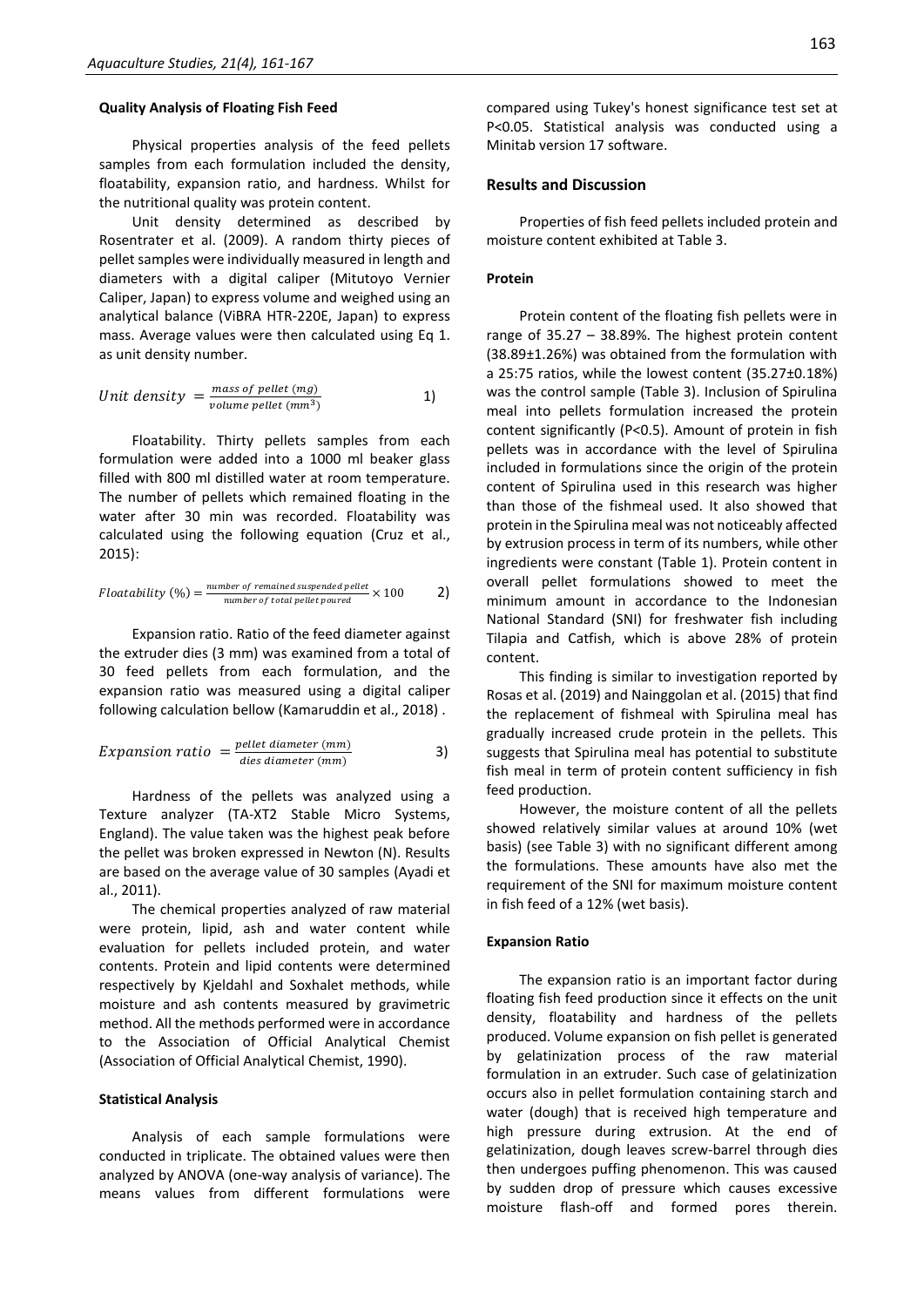### Quality Analysis of Floating Fish Feed

Physical properties analysis of the feed pellets samples from each formulation included the density, floatability, expansion ratio, and hardness. Whilst for the nutritional quality was protein content.

Unit density determined as described by Rosentrater et al. (2009). A random thirty pieces of pellet samples were individually measured in length and diameters with a digital caliper (Mitutoyo Vernier Caliper, Japan) to express volume and weighed using an analytical balance (ViBRA HTR-220E, Japan) to express mass. Average values were then calculated using Eq 1. as unit density number.

$$Unit\ density = \frac{mass\ of\ pellet\ (mg)}{volume\ pellet\ (mm^3)} \qquad 1)$$

Floatability. Thirty pellets samples from each formulation were added into a 1000 ml beaker glass filled with 800 ml distilled water at room temperature. The number of pellets which remained floating in the water after 30 min was recorded. Floatability was calculated using the following equation (Cruz et al., 2015):

$$Floatability\ (\%) = \frac{number\ of\ remained\ suspended\ pellet}{number\ of\ total\ pellet\ poured} \times 100 \qquad 2)$$

Expansion ratio. Ratio of the feed diameter against the extruder dies (3 mm) was examined from a total of 30 feed pellets from each formulation, and the expansion ratio was measured using a digital caliper following calculation bellow (Kamaruddin et al., 2018) .

$$Expansion\ ratio = \frac{pellet\ diameter\ (mm)}{dies\ diameter\ (mm)} \qquad 3)$$

Hardness of the pellets was analyzed using a Texture analyzer (TA-XT2 Stable Micro Systems, England). The value taken was the highest peak before the pellet was broken expressed in Newton (N). Results are based on the average value of 30 samples (Ayadi et al., 2011).

The chemical properties analyzed of raw material were protein, lipid, ash and water content while evaluation for pellets included protein, and water contents. Protein and lipid contents were determined respectively by Kjeldahl and Soxhalet methods, while moisture and ash contents measured by gravimetric method. All the methods performed were in accordance to the Association of Official Analytical Chemist (Association of Official Analytical Chemist, 1990).

### Statistical Analysis

Analysis of each sample formulations were conducted in triplicate. The obtained values were then analyzed by ANOVA (one-way analysis of variance). The means values from different formulations were compared using Tukey's honest significance test set at $P<0.05$. Statistical analysis was conducted using a Minitab version 17 software.

## Results and Discussion

Properties of fish feed pellets included protein and moisture content exhibited at Table 3.

### Protein

Protein content of the floating fish pellets were in range of 35.27 – 38.89%. The highest protein content (38.89±1.26%) was obtained from the formulation with a 25:75 ratios, while the lowest content (35.27±0.18%) was the control sample (Table 3). Inclusion of Spirulina meal into pellets formulation increased the protein content significantly ($P<0.5$). Amount of protein in fish pellets was in accordance with the level of Spirulina included in formulations since the origin of the protein content of Spirulina used in this research was higher than those of the fishmeal used. It also showed that protein in the Spirulina meal was not noticeably affected by extrusion process in term of its numbers, while other ingredients were constant (Table 1). Protein content in overall pellet formulations showed to meet the minimum amount in accordance to the Indonesian National Standard (SNI) for freshwater fish including Tilapia and Catfish, which is above 28% of protein content.

This finding is similar to investigation reported by Rosas et al. (2019) and Nainggolan et al. (2015) that find the replacement of fishmeal with Spirulina meal has gradually increased crude protein in the pellets. This suggests that Spirulina meal has potential to substitute fish meal in term of protein content sufficiency in fish feed production.

However, the moisture content of all the pellets showed relatively similar values at around 10% (wet basis) (see Table 3) with no significant different among the formulations. These amounts have also met the requirement of the SNI for maximum moisture content in fish feed of a 12% (wet basis).

### Expansion Ratio

The expansion ratio is an important factor during floating fish feed production since it effects on the unit density, floatability and hardness of the pellets produced. Volume expansion on fish pellet is generated by gelatinization process of the raw material formulation in an extruder. Such case of gelatinization occurs also in pellet formulation containing starch and water (dough) that is received high temperature and high pressure during extrusion. At the end of gelatinization, dough leaves screw-barrel through dies then undergoes puffing phenomenon. This was caused by sudden drop of pressure which causes excessive moisture flash-off and formed pores therein.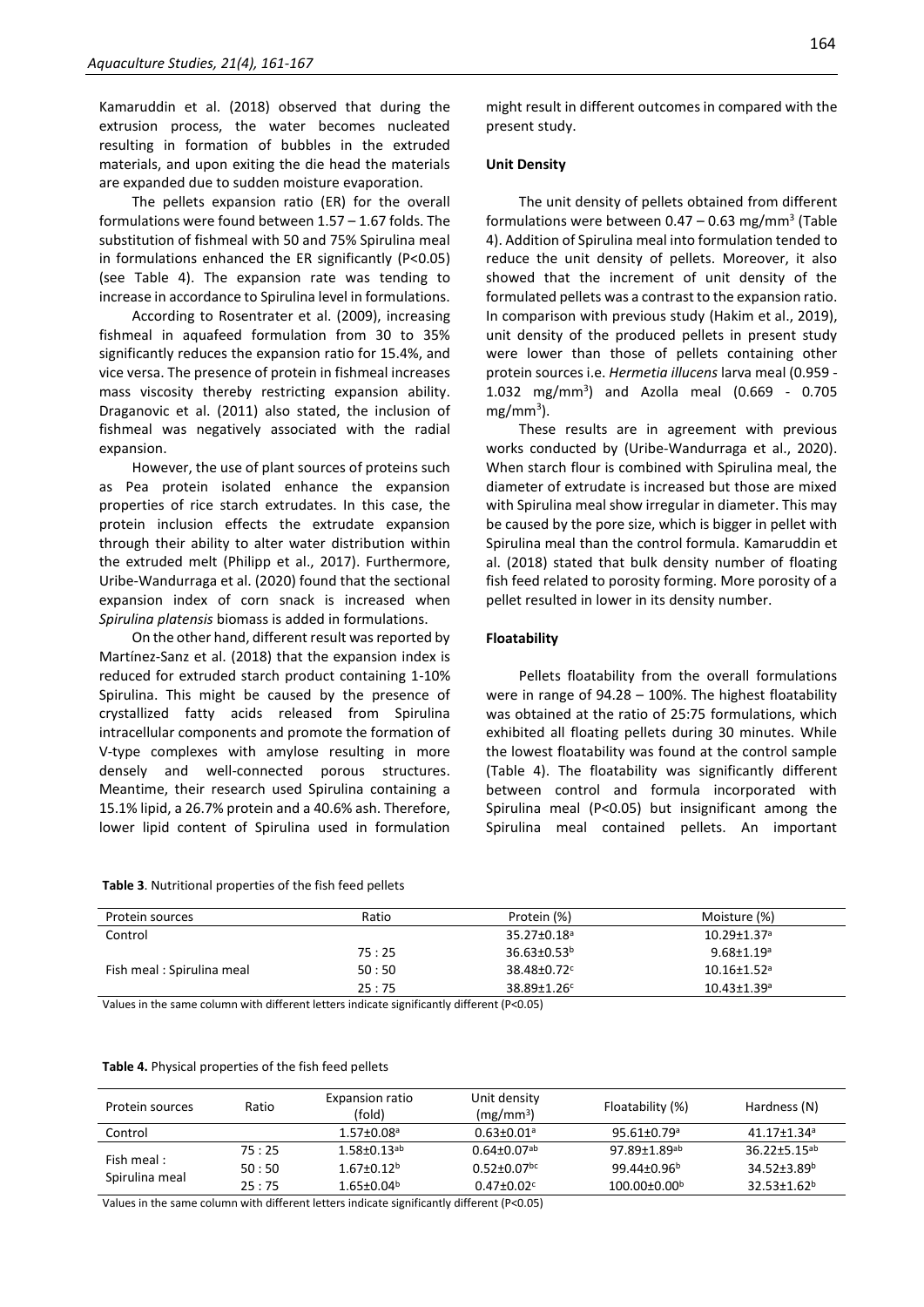Kamaruddin et al. (2018) observed that during the extrusion process, the water becomes nucleated resulting in formation of bubbles in the extruded materials, and upon exiting the die head the materials are expanded due to sudden moisture evaporation.

The pellets expansion ratio (ER) for the overall formulations were found between 1.57 – 1.67 folds. The substitution of fishmeal with 50 and 75% Spirulina meal in formulations enhanced the ER significantly ($P<0.05$) (see Table 4). The expansion rate was tending to increase in accordance to Spirulina level in formulations.

According to Rosentrater et al. (2009), increasing fishmeal in aquafeed formulation from 30 to 35% significantly reduces the expansion ratio for 15.4%, and vice versa. The presence of protein in fishmeal increases mass viscosity thereby restricting expansion ability. Draganovic et al. (2011) also stated, the inclusion of fishmeal was negatively associated with the radial expansion.

However, the use of plant sources of proteins such as Pea protein isolated enhance the expansion properties of rice starch extrudates. In this case, the protein inclusion effects the extrudate expansion through their ability to alter water distribution within the extruded melt (Philipp et al., 2017). Furthermore, Uribe-Wandurraga et al. (2020) found that the sectional expansion index of corn snack is increased when *Spirulina platensis* biomass is added in formulations.

On the other hand, different result was reported by Martínez-Sanz et al. (2018) that the expansion index is reduced for extruded starch product containing 1-10% Spirulina. This might be caused by the presence of crystallized fatty acids released from Spirulina intracellular components and promote the formation of V-type complexes with amylose resulting in more densely and well-connected porous structures. Meantime, their research used Spirulina containing a 15.1% lipid, a 26.7% protein and a 40.6% ash. Therefore, lower lipid content of Spirulina used in formulation might result in different outcomes in compared with the present study.

### Unit Density

The unit density of pellets obtained from different formulations were between 0.47 – 0.63 mg/mm$^3$ (Table 4). Addition of Spirulina meal into formulation tended to reduce the unit density of pellets. Moreover, it also showed that the increment of unit density of the formulated pellets was a contrast to the expansion ratio. In comparison with previous study (Hakim et al., 2019), unit density of the produced pellets in present study were lower than those of pellets containing other protein sources i.e. *Hermetia illucens* larva meal (0.959 - 1.032 mg/mm$^3$) and Azolla meal (0.669 - 0.705 mg/mm$^3$).

These results are in agreement with previous works conducted by (Uribe-Wandurraga et al., 2020). When starch flour is combined with Spirulina meal, the diameter of extrudate is increased but those are mixed with Spirulina meal show irregular in diameter. This may be caused by the pore size, which is bigger in pellet with Spirulina meal than the control formula. Kamaruddin et al. (2018) stated that bulk density number of floating fish feed related to porosity forming. More porosity of a pellet resulted in lower in its density number.

### Floatability

Pellets floatability from the overall formulations were in range of 94.28 – 100%. The highest floatability was obtained at the ratio of 25:75 formulations, which exhibited all floating pellets during 30 minutes. While the lowest floatability was found at the control sample (Table 4). The floatability was significantly different between control and formula incorporated with Spirulina meal ($P<0.05$) but insignificant among the Spirulina meal contained pellets. An important

**Table 3**. Nutritional properties of the fish feed pellets

| Protein sources | Ratio | Protein (%) | Moisture (%) |
|---|---|---|---|
| Control | | 35.27±0.18$^a$ | 10.29±1.37$^a$ |
| | 75 : 25 | 36.63±0.53$^b$ | 9.68±1.19$^a$ |
| Fish meal : Spirulina meal | 50 : 50 | 38.48±0.72$^c$ | 10.16±1.52$^a$ |
| | 25 : 75 | 38.89±1.26$^c$ | 10.43±1.39$^a$ |

Values in the same column with different letters indicate significantly different ($P<0.05$)

**Table 4.** Physical properties of the fish feed pellets

| Protein sources | Ratio | Expansion ratio (fold) | Unit density (mg/mm$^3$) | Floatability (%) | Hardness (N) |
|---|---|---|---|---|---|
| Control | | 1.57±0.08$^a$ | 0.63±0.01$^a$ | 95.61±0.79$^a$ | 41.17±1.34$^a$ |
| Fish meal : Spirulina meal | 75 : 25 | 1.58±0.13$^{ab}$ | 0.64±0.07$^{ab}$ | 97.89±1.89$^{ab}$ | 36.22±5.15$^{ab}$ |
| | 50 : 50 | 1.67±0.12$^b$ | 0.52±0.07$^{bc}$ | 99.44±0.96$^b$ | 34.52±3.89$^b$ |
| | 25 : 75 | 1.65±0.04$^b$ | 0.47±0.02$^c$ | 100.00±0.00$^b$ | 32.53±1.62$^b$ |

Values in the same column with different letters indicate significantly different ($P<0.05$)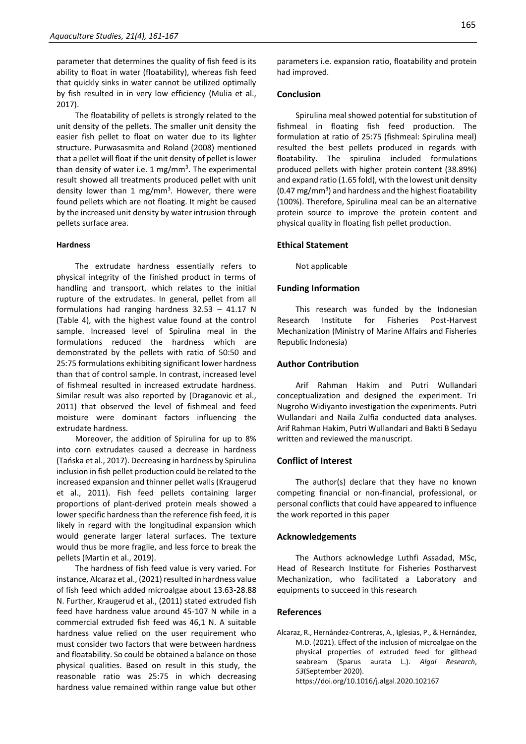parameter that determines the quality of fish feed is its ability to float in water (floatability), whereas fish feed that quickly sinks in water cannot be utilized optimally by fish resulted in in very low efficiency (Mulia et al., 2017).

The floatability of pellets is strongly related to the unit density of the pellets. The smaller unit density the easier fish pellet to float on water due to its lighter structure. Purwasasmita and Roland (2008) mentioned that a pellet will float if the unit density of pellet is lower than density of water i.e. 1 mg/mm$^3$. The experimental result showed all treatments produced pellet with unit density lower than 1 mg/mm$^3$. However, there were found pellets which are not floating. It might be caused by the increased unit density by water intrusion through pellets surface area.

#### Hardness

The extrudate hardness essentially refers to physical integrity of the finished product in terms of handling and transport, which relates to the initial rupture of the extrudates. In general, pellet from all formulations had ranging hardness 32.53 – 41.17 N (Table 4), with the highest value found at the control sample. Increased level of Spirulina meal in the formulations reduced the hardness which are demonstrated by the pellets with ratio of 50:50 and 25:75 formulations exhibiting significant lower hardness than that of control sample. In contrast, increased level of fishmeal resulted in increased extrudate hardness. Similar result was also reported by (Draganovic et al., 2011) that observed the level of fishmeal and feed moisture were dominant factors influencing the extrudate hardness.

Moreover, the addition of Spirulina for up to 8% into corn extrudates caused a decrease in hardness (Tańska et al., 2017). Decreasing in hardness by Spirulina inclusion in fish pellet production could be related to the increased expansion and thinner pellet walls (Kraugerud et al., 2011). Fish feed pellets containing larger proportions of plant-derived protein meals showed a lower specific hardness than the reference fish feed, it is likely in regard with the longitudinal expansion which would generate larger lateral surfaces. The texture would thus be more fragile, and less force to break the pellets (Martin et al., 2019).

The hardness of fish feed value is very varied. For instance, Alcaraz et al., (2021) resulted in hardness value of fish feed which added microalgae about 13.63-28.88 N. Further, Kraugerud et al., (2011) stated extruded fish feed have hardness value around 45-107 N while in a commercial extruded fish feed was 46,1 N. A suitable hardness value relied on the user requirement who must consider two factors that were between hardness and floatability. So could be obtained a balance on those physical qualities. Based on result in this study, the reasonable ratio was 25:75 in which decreasing hardness value remained within range value but other parameters i.e. expansion ratio, floatability and protein had improved.

## Conclusion

Spirulina meal showed potential for substitution of fishmeal in floating fish feed production. The formulation at ratio of 25:75 (fishmeal: Spirulina meal) resulted the best pellets produced in regards with floatability. The spirulina included formulations produced pellets with higher protein content (38.89%) and expand ratio (1.65 fold), with the lowest unit density (0.47 mg/mm$^3$) and hardness and the highest floatability (100%). Therefore, Spirulina meal can be an alternative protein source to improve the protein content and physical quality in floating fish pellet production.

## Ethical Statement

Not applicable

## Funding Information

This research was funded by the Indonesian Research Institute for Fisheries Post-Harvest Mechanization (Ministry of Marine Affairs and Fisheries Republic Indonesia)

## Author Contribution

Arif Rahman Hakim and Putri Wullandari conceptualization and designed the experiment. Tri Nugroho Widiyanto investigation the experiments. Putri Wullandari and Naila Zulfia conducted data analyses. Arif Rahman Hakim, Putri Wullandari and Bakti B Sedayu written and reviewed the manuscript.

## Conflict of Interest

The author(s) declare that they have no known competing financial or non-financial, professional, or personal conflicts that could have appeared to influence the work reported in this paper

## Acknowledgements

The Authors acknowledge Luthfi Assadad, MSc, Head of Research Institute for Fisheries Postharvest Mechanization, who facilitated a Laboratory and equipments to succeed in this research

## References

Alcaraz, R., Hernández-Contreras, A., Iglesias, P., & Hernández, M.D. (2021). Effect of the inclusion of microalgae on the physical properties of extruded feed for gilthead seabream (Sparus aurata L.). *Algal Research*, *53*(September 2020). https://doi.org/10.1016/j.algal.2020.102167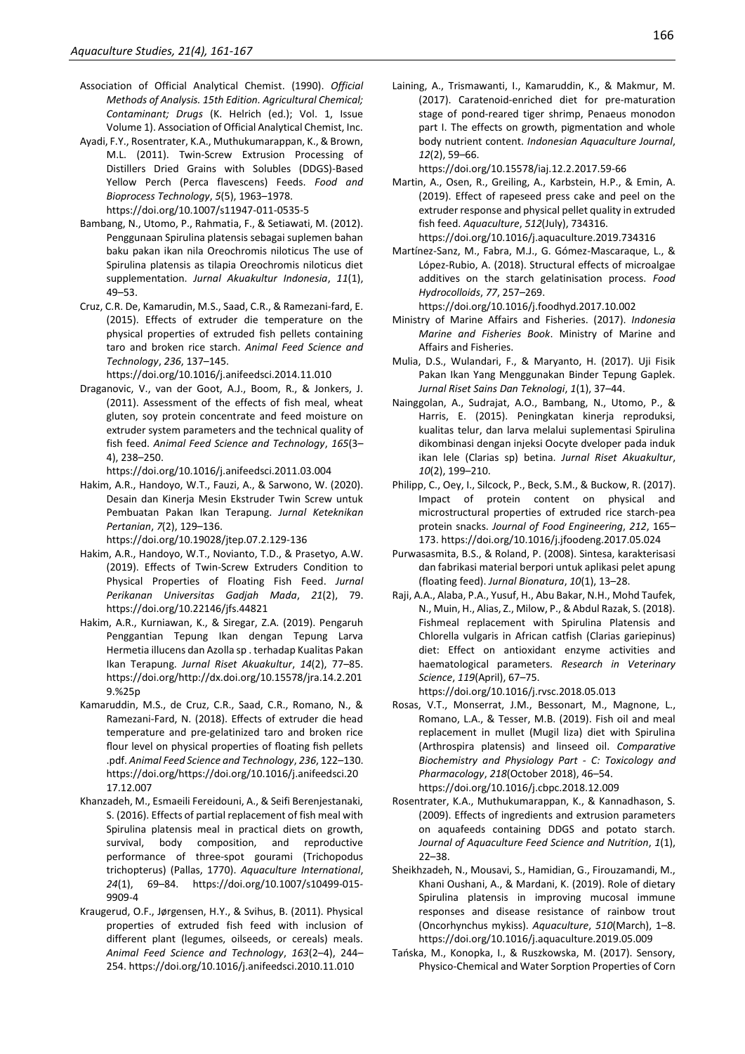Association of Official Analytical Chemist. (1990). *Official Methods of Analysis. 15th Edition. Agricultural Chemical; Contaminant; Drugs* (K. Helrich (ed.); Vol. 1, Issue Volume 1). Association of Official Analytical Chemist, Inc.

Ayadi, F.Y., Rosentrater, K.A., Muthukumarappan, K., & Brown, M.L. (2011). Twin-Screw Extrusion Processing of Distillers Dried Grains with Solubles (DDGS)-Based Yellow Perch (Perca flavescens) Feeds. *Food and Bioprocess Technology*, *5*(5), 1963–1978. https://doi.org/10.1007/s11947-011-0535-5

Bambang, N., Utomo, P., Rahmatia, F., & Setiawati, M. (2012). Penggunaan Spirulina platensis sebagai suplemen bahan baku pakan ikan nila Oreochromis niloticus The use of Spirulina platensis as tilapia Oreochromis niloticus diet supplementation. *Jurnal Akuakultur Indonesia*, *11*(1), 49–53.

Cruz, C.R. De, Kamarudin, M.S., Saad, C.R., & Ramezani-fard, E. (2015). Effects of extruder die temperature on the physical properties of extruded fish pellets containing taro and broken rice starch. *Animal Feed Science and Technology*, *236*, 137–145. https://doi.org/10.1016/j.anifeedsci.2014.11.010

Draganovic, V., van der Goot, A.J., Boom, R., & Jonkers, J. (2011). Assessment of the effects of fish meal, wheat gluten, soy protein concentrate and feed moisture on extruder system parameters and the technical quality of fish feed. *Animal Feed Science and Technology*, *165*(3–4), 238–250. https://doi.org/10.1016/j.anifeedsci.2011.03.004

Hakim, A.R., Handoyo, W.T., Fauzi, A., & Sarwono, W. (2020). Desain dan Kinerja Mesin Ekstruder Twin Screw untuk Pembuatan Pakan Ikan Terapung. *Jurnal Keteknikan Pertanian*, *7*(2), 129–136. https://doi.org/10.19028/jtep.07.2.129-136

Hakim, A.R., Handoyo, W.T., Novianto, T.D., & Prasetyo, A.W. (2019). Effects of Twin-Screw Extruders Condition to Physical Properties of Floating Fish Feed. *Jurnal Perikanan Universitas Gadjah Mada*, *21*(2), 79. https://doi.org/10.22146/jfs.44821

Hakim, A.R., Kurniawan, K., & Siregar, Z.A. (2019). Pengaruh Penggantian Tepung Ikan dengan Tepung Larva Hermetia illucens dan Azolla sp . terhadap Kualitas Pakan Ikan Terapung. *Jurnal Riset Akuakultur*, *14*(2), 77–85. https://doi.org/http://dx.doi.org/10.15578/jra.14.2.2019.%25p

Kamaruddin, M.S., de Cruz, C.R., Saad, C.R., Romano, N., & Ramezani-Fard, N. (2018). Effects of extruder die head temperature and pre-gelatinized taro and broken rice flour level on physical properties of floating fish pellets .pdf. *Animal Feed Science and Technology*, *236*, 122–130. https://doi.org/https://doi.org/10.1016/j.anifeedsci.2017.12.007

Khanzadeh, M., Esmaeili Fereidouni, A., & Seifi Berenjestanaki, S. (2016). Effects of partial replacement of fish meal with Spirulina platensis meal in practical diets on growth, survival, body composition, and reproductive performance of three-spot gourami (Trichopodus trichopterus) (Pallas, 1770). *Aquaculture International*, *24*(1), 69–84. https://doi.org/10.1007/s10499-015-9909-4

Kraugerud, O.F., Jørgensen, H.Y., & Svihus, B. (2011). Physical properties of extruded fish feed with inclusion of different plant (legumes, oilseeds, or cereals) meals. *Animal Feed Science and Technology*, *163*(2–4), 244–254. https://doi.org/10.1016/j.anifeedsci.2010.11.010

Laining, A., Trismawanti, I., Kamaruddin, K., & Makmur, M. (2017). Caratenoid-enriched diet for pre-maturation stage of pond-reared tiger shrimp, Penaeus monodon part I. The effects on growth, pigmentation and whole body nutrient content. *Indonesian Aquaculture Journal*, *12*(2), 59–66. https://doi.org/10.15578/iaj.12.2.2017.59-66

Martin, A., Osen, R., Greiling, A., Karbstein, H.P., & Emin, A. (2019). Effect of rapeseed press cake and peel on the extruder response and physical pellet quality in extruded fish feed. *Aquaculture*, *512*(July), 734316. https://doi.org/10.1016/j.aquaculture.2019.734316

Martínez-Sanz, M., Fabra, M.J., G. Gómez-Mascaraque, L., & López-Rubio, A. (2018). Structural effects of microalgae additives on the starch gelatinisation process. *Food Hydrocolloids*, *77*, 257–269. https://doi.org/10.1016/j.foodhyd.2017.10.002

Ministry of Marine Affairs and Fisheries. (2017). *Indonesia Marine and Fisheries Book*. Ministry of Marine and Affairs and Fisheries.

Mulia, D.S., Wulandari, F., & Maryanto, H. (2017). Uji Fisik Pakan Ikan Yang Menggunakan Binder Tepung Gaplek. *Jurnal Riset Sains Dan Teknologi*, *1*(1), 37–44.

Nainggolan, A., Sudrajat, A.O., Bambang, N., Utomo, P., & Harris, E. (2015). Peningkatan kinerja reproduksi, kualitas telur, dan larva melalui suplementasi Spirulina dikombinasi dengan injeksi Oocyte dveloper pada induk ikan lele (Clarias sp) betina. *Jurnal Riset Akuakultur*, *10*(2), 199–210.

Philipp, C., Oey, I., Silcock, P., Beck, S.M., & Buckow, R. (2017). Impact of protein content on physical and microstructural properties of extruded rice starch-pea protein snacks. *Journal of Food Engineering*, *212*, 165–173. https://doi.org/10.1016/j.jfoodeng.2017.05.024

Purwasasmita, B.S., & Roland, P. (2008). Sintesa, karakterisasi dan fabrikasi material berpori untuk aplikasi pelet apung (floating feed). *Jurnal Bionatura*, *10*(1), 13–28.

Raji, A.A., Alaba, P.A., Yusuf, H., Abu Bakar, N.H., Mohd Taufek, N., Muin, H., Alias, Z., Milow, P., & Abdul Razak, S. (2018). Fishmeal replacement with Spirulina Platensis and Chlorella vulgaris in African catfish (Clarias gariepinus) diet: Effect on antioxidant enzyme activities and haematological parameters. *Research in Veterinary Science*, *119*(April), 67–75. https://doi.org/10.1016/j.rvsc.2018.05.013

Rosas, V.T., Monserrat, J.M., Bessonart, M., Magnone, L., Romano, L.A., & Tesser, M.B. (2019). Fish oil and meal replacement in mullet (Mugil liza) diet with Spirulina (Arthrospira platensis) and linseed oil. *Comparative Biochemistry and Physiology Part - C: Toxicology and Pharmacology*, *218*(October 2018), 46–54. https://doi.org/10.1016/j.cbpc.2018.12.009

Rosentrater, K.A., Muthukumarappan, K., & Kannadhason, S. (2009). Effects of ingredients and extrusion parameters on aquafeeds containing DDGS and potato starch. *Journal of Aquaculture Feed Science and Nutrition*, *1*(1), 22–38.

Sheikhzadeh, N., Mousavi, S., Hamidian, G., Firouzamandi, M., Khani Oushani, A., & Mardani, K. (2019). Role of dietary Spirulina platensis in improving mucosal immune responses and disease resistance of rainbow trout (Oncorhynchus mykiss). *Aquaculture*, *510*(March), 1–8. https://doi.org/10.1016/j.aquaculture.2019.05.009

Tańska, M., Konopka, I., & Ruszkowska, M. (2017). Sensory, Physico-Chemical and Water Sorption Properties of Corn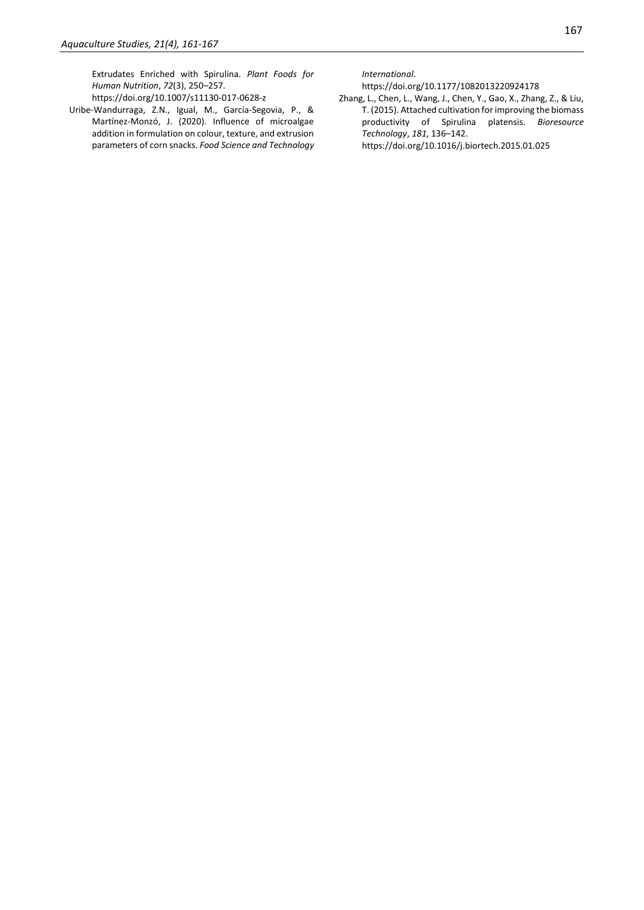Extrudates Enriched with Spirulina. *Plant Foods for Human Nutrition*, *72*(3), 250–257. https://doi.org/10.1007/s11130-017-0628-z

Uribe-Wandurraga, Z.N., Igual, M., García-Segovia, P., & Martínez-Monzó, J. (2020). Influence of microalgae addition in formulation on colour, texture, and extrusion parameters of corn snacks. *Food Science and Technology International*. https://doi.org/10.1177/1082013220924178

Zhang, L., Chen, L., Wang, J., Chen, Y., Gao, X., Zhang, Z., & Liu, T. (2015). Attached cultivation for improving the biomass productivity of Spirulina platensis. *Bioresource Technology*, *181*, 136–142. https://doi.org/10.1016/j.biortech.2015.01.025